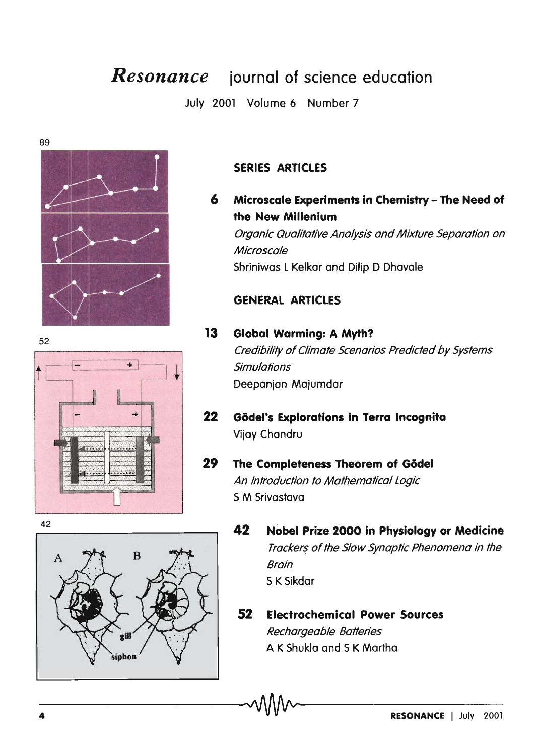# *Resonance* journal of science education

July 2001 Volume 6 Number 7

89

52

42

## SERIES ARTICLES

**6 Microscale Experiments in Chemistry – The Need of the New Millenium**
*Organic Qualitative Analysis and Mixture Separation on Microscale*
Shriniwas L Kelkar and Dilip D Dhavale

## GENERAL ARTICLES

**13 Global Warming: A Myth?**
*Credibility of Climate Scenarios Predicted by Systems Simulations*
Deepanjan Majumdar

**22 Gödel's Explorations in Terra Incognita**
Vijay Chandru

**29 The Completeness Theorem of Gödel**
*An Introduction to Mathematical Logic*
S M Srivastava

**42 Nobel Prize 2000 in Physiology or Medicine**
*Trackers of the Slow Synaptic Phenomena in the Brain*
S K Sikdar

**52 Electrochemical Power Sources**
*Rechargeable Batteries*
A K Shukla and S K Martha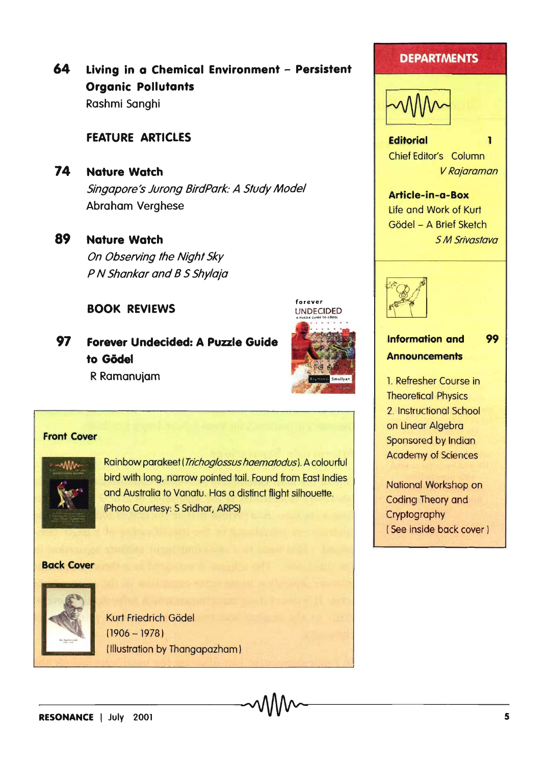**64** **Living in a Chemical Environment – Persistent Organic Pollutants**
Rashmi Sanghi

## FEATURE ARTICLES

**74** **Nature Watch**
*Singapore's Jurong BirdPark: A Study Model*
Abraham Verghese

**89** **Nature Watch**
*On Observing the Night Sky*
*P N Shankar and B S Shylaja*

## BOOK REVIEWS

**97** **Forever Undecided: A Puzzle Guide to Gödel**
R Ramanujam

### Front Cover

Rainbow parakeet (*Trichoglossus haematodus*). A colourful bird with long, narrow pointed tail. Found from East Indies and Australia to Vanatu. Has a distinct flight silhouette. (Photo Courtesy: S Sridhar, ARPS)

### Back Cover

Kurt Friedrich Gödel
(1906 – 1978)
(Illustration by Thangapazham)

## DEPARTMENTS

**Editorial** **1**
Chief Editor's Column
*V Rajaraman*

**Article-in-a-Box**
Life and Work of Kurt Gödel – A Brief Sketch
*S M Srivastava*

**Information and Announcements** **99**

1. Refresher Course in Theoretical Physics
2. Instructional School on Linear Algebra Sponsored by Indian Academy of Sciences

National Workshop on Coding Theory and Cryptography
( See inside back cover )